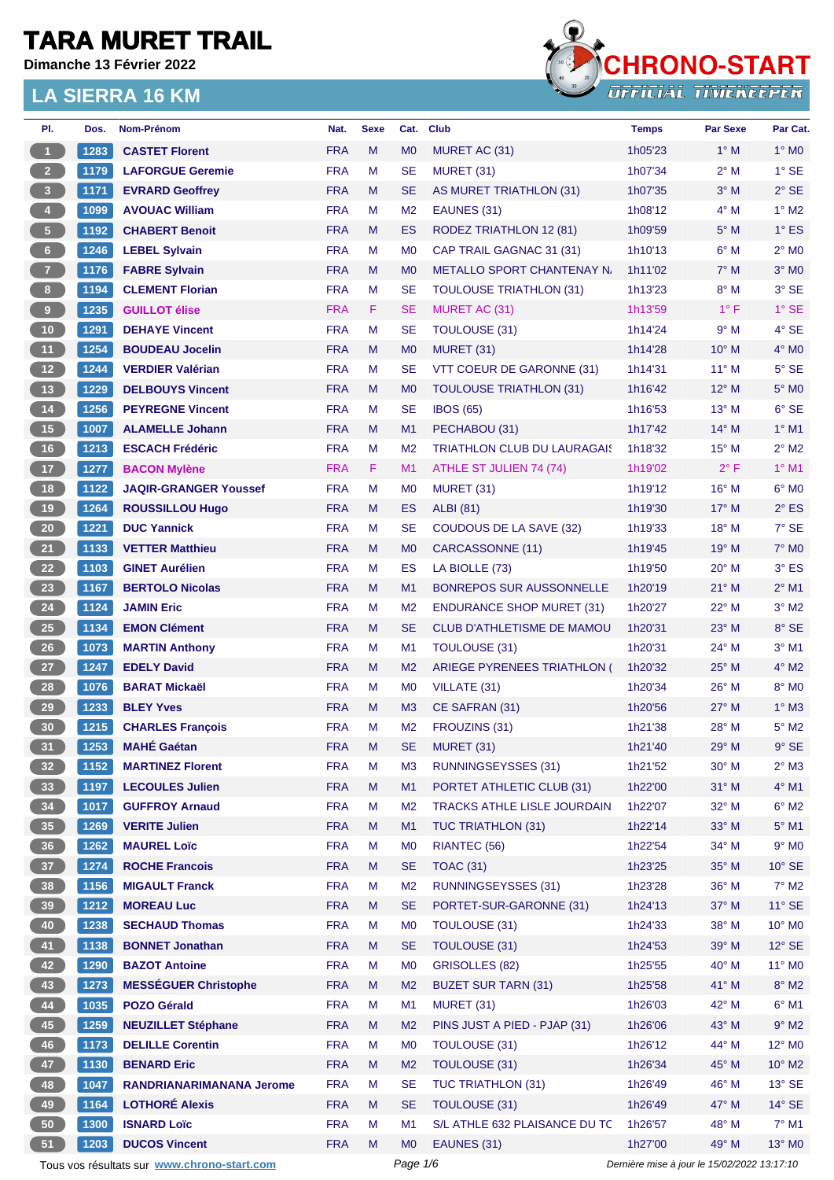# TARA MURET TRAIL

**Dimanche 13 Février 2022**

## LA SIERRA 16 KM

CHRONO-START OFFICIAL TIMEKEEPER

| Pl. | Dos. | Nom-Prénom | Nat. | Sexe | Cat. | Club | Temps | Par Sexe | Par Cat. |
|---|---|---|---|---|---|---|---|---|---|
| 1 | 1283 | CASTET Florent | FRA | M | M0 | MURET AC (31) | 1h05'23 | 1° M | 1° M0 |
| 2 | 1179 | LAFORGUE Geremie | FRA | M | SE | MURET (31) | 1h07'34 | 2° M | 1° SE |
| 3 | 1171 | EVRARD Geoffrey | FRA | M | SE | AS MURET TRIATHLON (31) | 1h07'35 | 3° M | 2° SE |
| 4 | 1099 | AVOUAC William | FRA | M | M2 | EAUNES (31) | 1h08'12 | 4° M | 1° M2 |
| 5 | 1192 | CHABERT Benoit | FRA | M | ES | RODEZ TRIATHLON 12 (81) | 1h09'59 | 5° M | 1° ES |
| 6 | 1246 | LEBEL Sylvain | FRA | M | M0 | CAP TRAIL GAGNAC 31 (31) | 1h10'13 | 6° M | 2° M0 |
| 7 | 1176 | FABRE Sylvain | FRA | M | M0 | METALLO SPORT CHANTENAY N. | 1h11'02 | 7° M | 3° M0 |
| 8 | 1194 | CLEMENT Florian | FRA | M | SE | TOULOUSE TRIATHLON (31) | 1h13'23 | 8° M | 3° SE |
| 9 | 1235 | GUILLOT élise | FRA | F | SE | MURET AC (31) | 1h13'59 | 1° F | 1° SE |
| 10 | 1291 | DEHAYE Vincent | FRA | M | SE | TOULOUSE (31) | 1h14'24 | 9° M | 4° SE |
| 11 | 1254 | BOUDEAU Jocelin | FRA | M | M0 | MURET (31) | 1h14'28 | 10° M | 4° M0 |
| 12 | 1244 | VERDIER Valérian | FRA | M | SE | VTT COEUR DE GARONNE (31) | 1h14'31 | 11° M | 5° SE |
| 13 | 1229 | DELBOUYS Vincent | FRA | M | M0 | TOULOUSE TRIATHLON (31) | 1h16'42 | 12° M | 5° M0 |
| 14 | 1256 | PEYREGNE Vincent | FRA | M | SE | IBOS (65) | 1h16'53 | 13° M | 6° SE |
| 15 | 1007 | ALAMELLE Johann | FRA | M | M1 | PECHABOU (31) | 1h17'42 | 14° M | 1° M1 |
| 16 | 1213 | ESCACH Frédéric | FRA | M | M2 | TRIATHLON CLUB DU LAURAGAIS | 1h18'32 | 15° M | 2° M2 |
| 17 | 1277 | BACON Mylène | FRA | F | M1 | ATHLE ST JULIEN 74 (74) | 1h19'02 | 2° F | 1° M1 |
| 18 | 1122 | JAQIR-GRANGER Youssef | FRA | M | M0 | MURET (31) | 1h19'12 | 16° M | 6° M0 |
| 19 | 1264 | ROUSSILLOU Hugo | FRA | M | ES | ALBI (81) | 1h19'30 | 17° M | 2° ES |
| 20 | 1221 | DUC Yannick | FRA | M | SE | COUDOUS DE LA SAVE (32) | 1h19'33 | 18° M | 7° SE |
| 21 | 1133 | VETTER Matthieu | FRA | M | M0 | CARCASSONNE (11) | 1h19'45 | 19° M | 7° M0 |
| 22 | 1103 | GINET Aurélien | FRA | M | ES | LA BIOLLE (73) | 1h19'50 | 20° M | 3° ES |
| 23 | 1167 | BERTOLO Nicolas | FRA | M | M1 | BONREPOS SUR AUSSONNELLE | 1h20'19 | 21° M | 2° M1 |
| 24 | 1124 | JAMIN Eric | FRA | M | M2 | ENDURANCE SHOP MURET (31) | 1h20'27 | 22° M | 3° M2 |
| 25 | 1134 | EMON Clément | FRA | M | SE | CLUB D'ATHLETISME DE MAMOU | 1h20'31 | 23° M | 8° SE |
| 26 | 1073 | MARTIN Anthony | FRA | M | M1 | TOULOUSE (31) | 1h20'31 | 24° M | 3° M1 |
| 27 | 1247 | EDELY David | FRA | M | M2 | ARIEGE PYRENEES TRIATHLON ( | 1h20'32 | 25° M | 4° M2 |
| 28 | 1076 | BARAT Mickaël | FRA | M | M0 | VILLATE (31) | 1h20'34 | 26° M | 8° M0 |
| 29 | 1233 | BLEY Yves | FRA | M | M3 | CE SAFRAN (31) | 1h20'56 | 27° M | 1° M3 |
| 30 | 1215 | CHARLES François | FRA | M | M2 | FROUZINS (31) | 1h21'38 | 28° M | 5° M2 |
| 31 | 1253 | MAHÉ Gaétan | FRA | M | SE | MURET (31) | 1h21'40 | 29° M | 9° SE |
| 32 | 1152 | MARTINEZ Florent | FRA | M | M3 | RUNNINGSEYSSES (31) | 1h21'52 | 30° M | 2° M3 |
| 33 | 1197 | LECOULES Julien | FRA | M | M1 | PORTET ATHLETIC CLUB (31) | 1h22'00 | 31° M | 4° M1 |
| 34 | 1017 | GUFFROY Arnaud | FRA | M | M2 | TRACKS ATHLE LISLE JOURDAIN | 1h22'07 | 32° M | 6° M2 |
| 35 | 1269 | VERITE Julien | FRA | M | M1 | TUC TRIATHLON (31) | 1h22'14 | 33° M | 5° M1 |
| 36 | 1262 | MAUREL Loïc | FRA | M | M0 | RIANTEC (56) | 1h22'54 | 34° M | 9° M0 |
| 37 | 1274 | ROCHE Francois | FRA | M | SE | TOAC (31) | 1h23'25 | 35° M | 10° SE |
| 38 | 1156 | MIGAULT Franck | FRA | M | M2 | RUNNINGSEYSSES (31) | 1h23'28 | 36° M | 7° M2 |
| 39 | 1212 | MOREAU Luc | FRA | M | SE | PORTET-SUR-GARONNE (31) | 1h24'13 | 37° M | 11° SE |
| 40 | 1238 | SECHAUD Thomas | FRA | M | M0 | TOULOUSE (31) | 1h24'33 | 38° M | 10° M0 |
| 41 | 1138 | BONNET Jonathan | FRA | M | SE | TOULOUSE (31) | 1h24'53 | 39° M | 12° SE |
| 42 | 1290 | BAZOT Antoine | FRA | M | M0 | GRISOLLES (82) | 1h25'55 | 40° M | 11° M0 |
| 43 | 1273 | MESSÉGUER Christophe | FRA | M | M2 | BUZET SUR TARN (31) | 1h25'58 | 41° M | 8° M2 |
| 44 | 1035 | POZO Gérald | FRA | M | M1 | MURET (31) | 1h26'03 | 42° M | 6° M1 |
| 45 | 1259 | NEUZILLET Stéphane | FRA | M | M2 | PINS JUST A PIED - PJAP (31) | 1h26'06 | 43° M | 9° M2 |
| 46 | 1173 | DELILLE Corentin | FRA | M | M0 | TOULOUSE (31) | 1h26'12 | 44° M | 12° M0 |
| 47 | 1130 | BENARD Eric | FRA | M | M2 | TOULOUSE (31) | 1h26'34 | 45° M | 10° M2 |
| 48 | 1047 | RANDRIANARIMANANA Jerome | FRA | M | SE | TUC TRIATHLON (31) | 1h26'49 | 46° M | 13° SE |
| 49 | 1164 | LOTHORÉ Alexis | FRA | M | SE | TOULOUSE (31) | 1h26'49 | 47° M | 14° SE |
| 50 | 1300 | ISNARD Loïc | FRA | M | M1 | S/L ATHLE 632 PLAISANCE DU TC | 1h26'57 | 48° M | 7° M1 |
| 51 | 1203 | DUCOS Vincent | FRA | M | M0 | EAUNES (31) | 1h27'00 | 49° M | 13° M0 |

Tous vos résultats sur www.chrono-start.com

*Dernière mise à jour le 15/02/2022 13:17:10*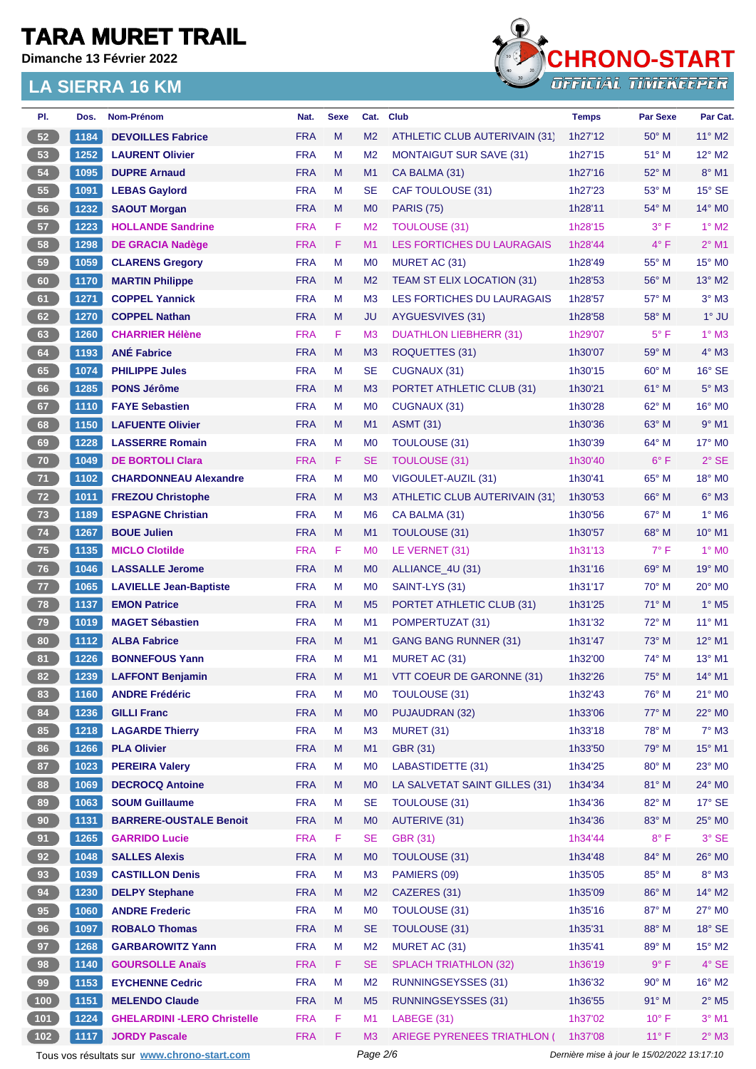# TARA MURET TRAIL

**Dimanche 13 Février 2022**

## LA SIERRA 16 KM

| Pl. | Dos. | Nom-Prénom | Nat. | Sexe | Cat. | Club | Temps | Par Sexe | Par Cat. |
|---|---|---|---|---|---|---|---|---|---|
| 52 | 1184 | DEVOILLES Fabrice | FRA | M | M2 | ATHLETIC CLUB AUTERIVAIN (31) | 1h27'12 | 50° M | 11° M2 |
| 53 | 1252 | LAURENT Olivier | FRA | M | M2 | MONTAIGUT SUR SAVE (31) | 1h27'15 | 51° M | 12° M2 |
| 54 | 1095 | DUPRE Arnaud | FRA | M | M1 | CA BALMA (31) | 1h27'16 | 52° M | 8° M1 |
| 55 | 1091 | LEBAS Gaylord | FRA | M | SE | CAF TOULOUSE (31) | 1h27'23 | 53° M | 15° SE |
| 56 | 1232 | SAOUT Morgan | FRA | M | M0 | PARIS (75) | 1h28'11 | 54° M | 14° M0 |
| 57 | 1223 | HOLLANDE Sandrine | FRA | F | M2 | TOULOUSE (31) | 1h28'15 | 3° F | 1° M2 |
| 58 | 1298 | DE GRACIA Nadège | FRA | F | M1 | LES FORTICHES DU LAURAGAIS | 1h28'44 | 4° F | 2° M1 |
| 59 | 1059 | CLARENS Gregory | FRA | M | M0 | MURET AC (31) | 1h28'49 | 55° M | 15° M0 |
| 60 | 1170 | MARTIN Philippe | FRA | M | M2 | TEAM ST ELIX LOCATION (31) | 1h28'53 | 56° M | 13° M2 |
| 61 | 1271 | COPPEL Yannick | FRA | M | M3 | LES FORTICHES DU LAURAGAIS | 1h28'57 | 57° M | 3° M3 |
| 62 | 1270 | COPPEL Nathan | FRA | M | JU | AYGUESVIVES (31) | 1h28'58 | 58° M | 1° JU |
| 63 | 1260 | CHARRIER Hélène | FRA | F | M3 | DUATHLON LIEBHERR (31) | 1h29'07 | 5° F | 1° M3 |
| 64 | 1193 | ANÉ Fabrice | FRA | M | M3 | ROQUETTES (31) | 1h30'07 | 59° M | 4° M3 |
| 65 | 1074 | PHILIPPE Jules | FRA | M | SE | CUGNAUX (31) | 1h30'15 | 60° M | 16° SE |
| 66 | 1285 | PONS Jérôme | FRA | M | M3 | PORTET ATHLETIC CLUB (31) | 1h30'21 | 61° M | 5° M3 |
| 67 | 1110 | FAYE Sebastien | FRA | M | M0 | CUGNAUX (31) | 1h30'28 | 62° M | 16° M0 |
| 68 | 1150 | LAFUENTE Olivier | FRA | M | M1 | ASMT (31) | 1h30'36 | 63° M | 9° M1 |
| 69 | 1228 | LASSERRE Romain | FRA | M | M0 | TOULOUSE (31) | 1h30'39 | 64° M | 17° M0 |
| 70 | 1049 | DE BORTOLI Clara | FRA | F | SE | TOULOUSE (31) | 1h30'40 | 6° F | 2° SE |
| 71 | 1102 | CHARDONNEAU Alexandre | FRA | M | M0 | VIGOULET-AUZIL (31) | 1h30'41 | 65° M | 18° M0 |
| 72 | 1011 | FREZOU Christophe | FRA | M | M3 | ATHLETIC CLUB AUTERIVAIN (31) | 1h30'53 | 66° M | 6° M3 |
| 73 | 1189 | ESPAGNE Christian | FRA | M | M6 | CA BALMA (31) | 1h30'56 | 67° M | 1° M6 |
| 74 | 1267 | BOUE Julien | FRA | M | M1 | TOULOUSE (31) | 1h30'57 | 68° M | 10° M1 |
| 75 | 1135 | MICLO Clotilde | FRA | F | M0 | LE VERNET (31) | 1h31'13 | 7° F | 1° M0 |
| 76 | 1046 | LASSALLE Jerome | FRA | M | M0 | ALLIANCE_4U (31) | 1h31'16 | 69° M | 19° M0 |
| 77 | 1065 | LAVIELLE Jean-Baptiste | FRA | M | M0 | SAINT-LYS (31) | 1h31'17 | 70° M | 20° M0 |
| 78 | 1137 | EMON Patrice | FRA | M | M5 | PORTET ATHLETIC CLUB (31) | 1h31'25 | 71° M | 1° M5 |
| 79 | 1019 | MAGET Sébastien | FRA | M | M1 | POMPERTUZAT (31) | 1h31'32 | 72° M | 11° M1 |
| 80 | 1112 | ALBA Fabrice | FRA | M | M1 | GANG BANG RUNNER (31) | 1h31'47 | 73° M | 12° M1 |
| 81 | 1226 | BONNEFOUS Yann | FRA | M | M1 | MURET AC (31) | 1h32'00 | 74° M | 13° M1 |
| 82 | 1239 | LAFFONT Benjamin | FRA | M | M1 | VTT COEUR DE GARONNE (31) | 1h32'26 | 75° M | 14° M1 |
| 83 | 1160 | ANDRE Frédéric | FRA | M | M0 | TOULOUSE (31) | 1h32'43 | 76° M | 21° M0 |
| 84 | 1236 | GILLI Franc | FRA | M | M0 | PUJAUDRAN (32) | 1h33'06 | 77° M | 22° M0 |
| 85 | 1218 | LAGARDE Thierry | FRA | M | M3 | MURET (31) | 1h33'18 | 78° M | 7° M3 |
| 86 | 1266 | PLA Olivier | FRA | M | M1 | GBR (31) | 1h33'50 | 79° M | 15° M1 |
| 87 | 1023 | PEREIRA Valery | FRA | M | M0 | LABASTIDETTE (31) | 1h34'25 | 80° M | 23° M0 |
| 88 | 1069 | DECROCQ Antoine | FRA | M | M0 | LA SALVETAT SAINT GILLES (31) | 1h34'34 | 81° M | 24° M0 |
| 89 | 1063 | SOUM Guillaume | FRA | M | SE | TOULOUSE (31) | 1h34'36 | 82° M | 17° SE |
| 90 | 1131 | BARRERE-OUSTALE Benoit | FRA | M | M0 | AUTERIVE (31) | 1h34'36 | 83° M | 25° M0 |
| 91 | 1265 | GARRIDO Lucie | FRA | F | SE | GBR (31) | 1h34'44 | 8° F | 3° SE |
| 92 | 1048 | SALLES Alexis | FRA | M | M0 | TOULOUSE (31) | 1h34'48 | 84° M | 26° M0 |
| 93 | 1039 | CASTILLON Denis | FRA | M | M3 | PAMIERS (09) | 1h35'05 | 85° M | 8° M3 |
| 94 | 1230 | DELPY Stephane | FRA | M | M2 | CAZERES (31) | 1h35'09 | 86° M | 14° M2 |
| 95 | 1060 | ANDRE Frederic | FRA | M | M0 | TOULOUSE (31) | 1h35'16 | 87° M | 27° M0 |
| 96 | 1097 | ROBALO Thomas | FRA | M | SE | TOULOUSE (31) | 1h35'31 | 88° M | 18° SE |
| 97 | 1268 | GARBAROWITZ Yann | FRA | M | M2 | MURET AC (31) | 1h35'41 | 89° M | 15° M2 |
| 98 | 1140 | GOURSOLLE Anaïs | FRA | F | SE | SPLACH TRIATHLON (32) | 1h36'19 | 9° F | 4° SE |
| 99 | 1153 | EYCHENNE Cedric | FRA | M | M2 | RUNNINGSEYSSES (31) | 1h36'32 | 90° M | 16° M2 |
| 100 | 1151 | MELENDO Claude | FRA | M | M5 | RUNNINGSEYSSES (31) | 1h36'55 | 91° M | 2° M5 |
| 101 | 1224 | GHELARDINI -LERO Christelle | FRA | F | M1 | LABEGE (31) | 1h37'02 | 10° F | 3° M1 |
| 102 | 1117 | JORDY Pascale | FRA | F | M3 | ARIEGE PYRENEES TRIATHLON ( | 1h37'08 | 11° F | 2° M3 |

Tous vos résultats sur www.chrono-start.com — Dernière mise à jour le 15/02/2022 13:17:10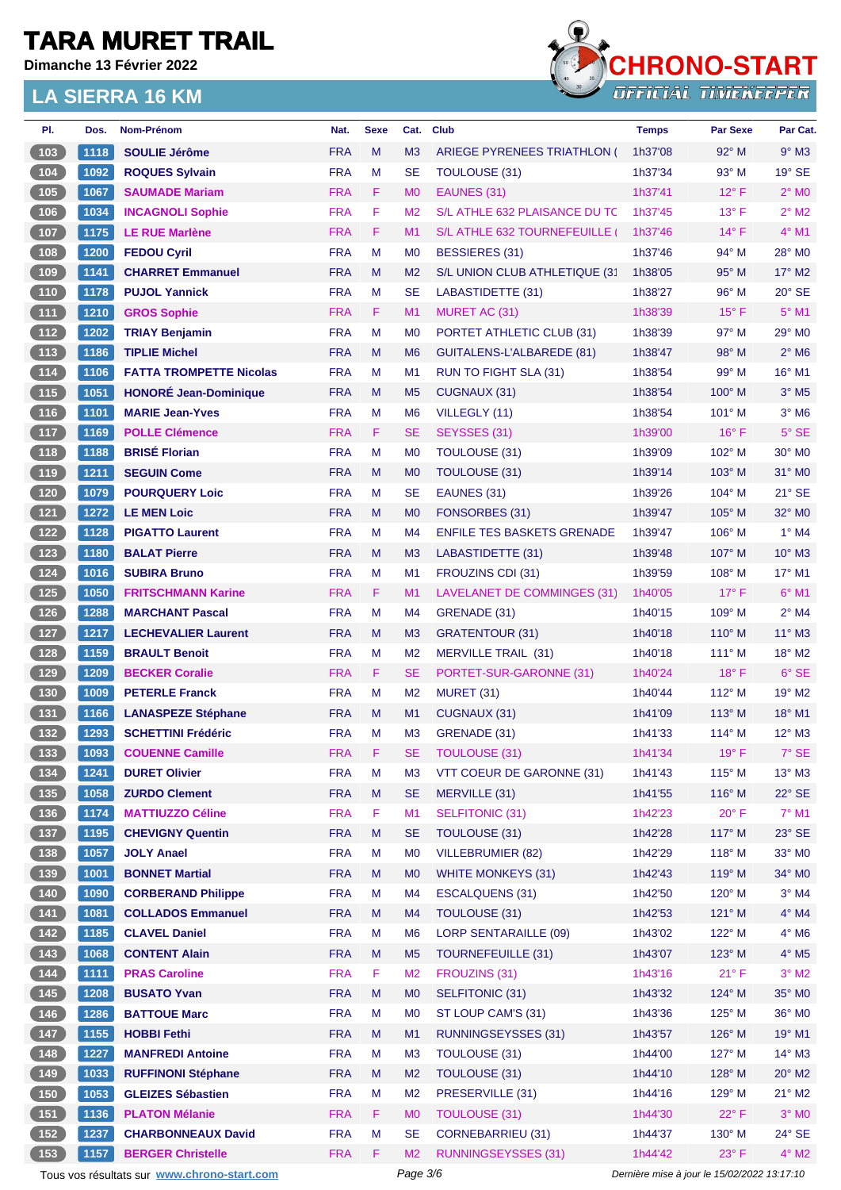# TARA MURET TRAIL

**Dimanche 13 Février 2022**

## LA SIERRA 16 KM

| Pl. | Dos. | Nom-Prénom | Nat. | Sexe | Cat. | Club | Temps | Par Sexe | Par Cat. |
|---|---|---|---|---|---|---|---|---|---|
| 103 | 1118 | SOULIE Jérôme | FRA | M | M3 | ARIEGE PYRENEES TRIATHLON ( | 1h37'08 | 92° M | 9° M3 |
| 104 | 1092 | ROQUES Sylvain | FRA | M | SE | TOULOUSE (31) | 1h37'34 | 93° M | 19° SE |
| 105 | 1067 | SAUMADE Mariam | FRA | F | M0 | EAUNES (31) | 1h37'41 | 12° F | 2° M0 |
| 106 | 1034 | INCAGNOLI Sophie | FRA | F | M2 | S/L ATHLE 632 PLAISANCE DU TC | 1h37'45 | 13° F | 2° M2 |
| 107 | 1175 | LE RUE Marlène | FRA | F | M1 | S/L ATHLE 632 TOURNEFEUILLE ( | 1h37'46 | 14° F | 4° M1 |
| 108 | 1200 | FEDOU Cyril | FRA | M | M0 | BESSIERES (31) | 1h37'46 | 94° M | 28° M0 |
| 109 | 1141 | CHARRET Emmanuel | FRA | M | M2 | S/L UNION CLUB ATHLETIQUE (31 | 1h38'05 | 95° M | 17° M2 |
| 110 | 1178 | PUJOL Yannick | FRA | M | SE | LABASTIDETTE (31) | 1h38'27 | 96° M | 20° SE |
| 111 | 1210 | GROS Sophie | FRA | F | M1 | MURET AC (31) | 1h38'39 | 15° F | 5° M1 |
| 112 | 1202 | TRIAY Benjamin | FRA | M | M0 | PORTET ATHLETIC CLUB (31) | 1h38'39 | 97° M | 29° M0 |
| 113 | 1186 | TIPLIE Michel | FRA | M | M6 | GUITALENS-L'ALBAREDE (81) | 1h38'47 | 98° M | 2° M6 |
| 114 | 1106 | FATTA TROMPETTE Nicolas | FRA | M | M1 | RUN TO FIGHT SLA (31) | 1h38'54 | 99° M | 16° M1 |
| 115 | 1051 | HONORÉ Jean-Dominique | FRA | M | M5 | CUGNAUX (31) | 1h38'54 | 100° M | 3° M5 |
| 116 | 1101 | MARIE Jean-Yves | FRA | M | M6 | VILLEGLY (11) | 1h38'54 | 101° M | 3° M6 |
| 117 | 1169 | POLLE Clémence | FRA | F | SE | SEYSSES (31) | 1h39'00 | 16° F | 5° SE |
| 118 | 1188 | BRISÉ Florian | FRA | M | M0 | TOULOUSE (31) | 1h39'09 | 102° M | 30° M0 |
| 119 | 1211 | SEGUIN Come | FRA | M | M0 | TOULOUSE (31) | 1h39'14 | 103° M | 31° M0 |
| 120 | 1079 | POURQUERY Loic | FRA | M | SE | EAUNES (31) | 1h39'26 | 104° M | 21° SE |
| 121 | 1272 | LE MEN Loic | FRA | M | M0 | FONSORBES (31) | 1h39'47 | 105° M | 32° M0 |
| 122 | 1128 | PIGATTO Laurent | FRA | M | M4 | ENFILE TES BASKETS GRENADE | 1h39'47 | 106° M | 1° M4 |
| 123 | 1180 | BALAT Pierre | FRA | M | M3 | LABASTIDETTE (31) | 1h39'48 | 107° M | 10° M3 |
| 124 | 1016 | SUBIRA Bruno | FRA | M | M1 | FROUZINS CDI (31) | 1h39'59 | 108° M | 17° M1 |
| 125 | 1050 | FRITSCHMANN Karine | FRA | F | M1 | LAVELANET DE COMMINGES (31) | 1h40'05 | 17° F | 6° M1 |
| 126 | 1288 | MARCHANT Pascal | FRA | M | M4 | GRENADE (31) | 1h40'15 | 109° M | 2° M4 |
| 127 | 1217 | LECHEVALIER Laurent | FRA | M | M3 | GRATENTOUR (31) | 1h40'18 | 110° M | 11° M3 |
| 128 | 1159 | BRAULT Benoit | FRA | M | M2 | MERVILLE TRAIL (31) | 1h40'18 | 111° M | 18° M2 |
| 129 | 1209 | BECKER Coralie | FRA | F | SE | PORTET-SUR-GARONNE (31) | 1h40'24 | 18° F | 6° SE |
| 130 | 1009 | PETERLE Franck | FRA | M | M2 | MURET (31) | 1h40'44 | 112° M | 19° M2 |
| 131 | 1166 | LANASPEZE Stéphane | FRA | M | M1 | CUGNAUX (31) | 1h41'09 | 113° M | 18° M1 |
| 132 | 1293 | SCHETTINI Frédéric | FRA | M | M3 | GRENADE (31) | 1h41'33 | 114° M | 12° M3 |
| 133 | 1093 | COUENNE Camille | FRA | F | SE | TOULOUSE (31) | 1h41'34 | 19° F | 7° SE |
| 134 | 1241 | DURET Olivier | FRA | M | M3 | VTT COEUR DE GARONNE (31) | 1h41'43 | 115° M | 13° M3 |
| 135 | 1058 | ZURDO Clement | FRA | M | SE | MERVILLE (31) | 1h41'55 | 116° M | 22° SE |
| 136 | 1174 | MATTIUZZO Céline | FRA | F | M1 | SELFITONIC (31) | 1h42'23 | 20° F | 7° M1 |
| 137 | 1195 | CHEVIGNY Quentin | FRA | M | SE | TOULOUSE (31) | 1h42'28 | 117° M | 23° SE |
| 138 | 1057 | JOLY Anael | FRA | M | M0 | VILLEBRUMIER (82) | 1h42'29 | 118° M | 33° M0 |
| 139 | 1001 | BONNET Martial | FRA | M | M0 | WHITE MONKEYS (31) | 1h42'43 | 119° M | 34° M0 |
| 140 | 1090 | CORBERAND Philippe | FRA | M | M4 | ESCALQUENS (31) | 1h42'50 | 120° M | 3° M4 |
| 141 | 1081 | COLLADOS Emmanuel | FRA | M | M4 | TOULOUSE (31) | 1h42'53 | 121° M | 4° M4 |
| 142 | 1185 | CLAVEL Daniel | FRA | M | M6 | LORP SENTARAILLE (09) | 1h43'02 | 122° M | 4° M6 |
| 143 | 1068 | CONTENT Alain | FRA | M | M5 | TOURNEFEUILLE (31) | 1h43'07 | 123° M | 4° M5 |
| 144 | 1111 | PRAS Caroline | FRA | F | M2 | FROUZINS (31) | 1h43'16 | 21° F | 3° M2 |
| 145 | 1208 | BUSATO Yvan | FRA | M | M0 | SELFITONIC (31) | 1h43'32 | 124° M | 35° M0 |
| 146 | 1286 | BATTOUE Marc | FRA | M | M0 | ST LOUP CAM'S (31) | 1h43'36 | 125° M | 36° M0 |
| 147 | 1155 | HOBBI Fethi | FRA | M | M1 | RUNNINGSEYSSES (31) | 1h43'57 | 126° M | 19° M1 |
| 148 | 1227 | MANFREDI Antoine | FRA | M | M3 | TOULOUSE (31) | 1h44'00 | 127° M | 14° M3 |
| 149 | 1033 | RUFFINONI Stéphane | FRA | M | M2 | TOULOUSE (31) | 1h44'10 | 128° M | 20° M2 |
| 150 | 1053 | GLEIZES Sébastien | FRA | M | M2 | PRESERVILLE (31) | 1h44'16 | 129° M | 21° M2 |
| 151 | 1136 | PLATON Mélanie | FRA | F | M0 | TOULOUSE (31) | 1h44'30 | 22° F | 3° M0 |
| 152 | 1237 | CHARBONNEAUX David | FRA | M | SE | CORNEBARRIEU (31) | 1h44'37 | 130° M | 24° SE |
| 153 | 1157 | BERGER Christelle | FRA | F | M2 | RUNNINGSEYSSES (31) | 1h44'42 | 23° F | 4° M2 |

Tous vos résultats sur www.chrono-start.com

*Dernière mise à jour le 15/02/2022 13:17:10*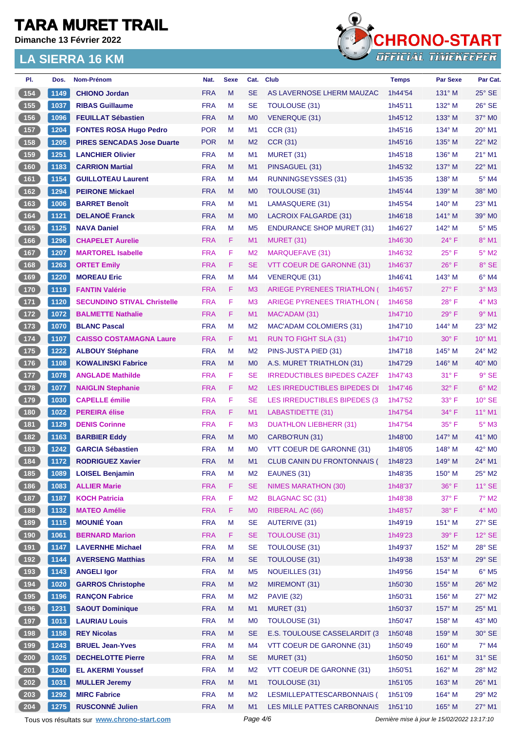# TARA MURET TRAIL

**Dimanche 13 Février 2022**

## LA SIERRA 16 KM

| Pl. | Dos. | Nom-Prénom | Nat. | Sexe | Cat. | Club | Temps | Par Sexe | Par Cat. |
|---|---|---|---|---|---|---|---|---|---|
| 154 | 1149 | CHIONO Jordan | FRA | M | SE | AS LAVERNOSE LHERM MAUZAC | 1h44'54 | 131° M | 25° SE |
| 155 | 1037 | RIBAS Guillaume | FRA | M | SE | TOULOUSE (31) | 1h45'11 | 132° M | 26° SE |
| 156 | 1096 | FEUILLAT Sébastien | FRA | M | M0 | VENERQUE (31) | 1h45'12 | 133° M | 37° M0 |
| 157 | 1204 | FONTES ROSA Hugo Pedro | POR | M | M1 | CCR (31) | 1h45'16 | 134° M | 20° M1 |
| 158 | 1205 | PIRES SENCADAS Jose Duarte | POR | M | M2 | CCR (31) | 1h45'16 | 135° M | 22° M2 |
| 159 | 1251 | LANCHIER Olivier | FRA | M | M1 | MURET (31) | 1h45'18 | 136° M | 21° M1 |
| 160 | 1183 | CARRION Martial | FRA | M | M1 | PINSAGUEL (31) | 1h45'32 | 137° M | 22° M1 |
| 161 | 1154 | GUILLOTEAU Laurent | FRA | M | M4 | RUNNINGSEYSSES (31) | 1h45'35 | 138° M | 5° M4 |
| 162 | 1294 | PEIRONE Mickael | FRA | M | M0 | TOULOUSE (31) | 1h45'44 | 139° M | 38° M0 |
| 163 | 1006 | BARRET Benoît | FRA | M | M1 | LAMASQUERE (31) | 1h45'54 | 140° M | 23° M1 |
| 164 | 1121 | DELANOË Franck | FRA | M | M0 | LACROIX FALGARDE (31) | 1h46'18 | 141° M | 39° M0 |
| 165 | 1125 | NAVA Daniel | FRA | M | M5 | ENDURANCE SHOP MURET (31) | 1h46'27 | 142° M | 5° M5 |
| 166 | 1296 | CHAPELET Aurelie | FRA | F | M1 | MURET (31) | 1h46'30 | 24° F | 8° M1 |
| 167 | 1207 | MARTOREL Isabelle | FRA | F | M2 | MARQUEFAVE (31) | 1h46'32 | 25° F | 5° M2 |
| 168 | 1263 | ORTET Emily | FRA | F | SE | VTT COEUR DE GARONNE (31) | 1h46'37 | 26° F | 8° SE |
| 169 | 1220 | MOREAU Eric | FRA | M | M4 | VENERQUE (31) | 1h46'41 | 143° M | 6° M4 |
| 170 | 1119 | FANTIN Valérie | FRA | F | M3 | ARIEGE PYRENEES TRIATHLON ( | 1h46'57 | 27° F | 3° M3 |
| 171 | 1120 | SECUNDINO STIVAL Christelle | FRA | F | M3 | ARIEGE PYRENEES TRIATHLON ( | 1h46'58 | 28° F | 4° M3 |
| 172 | 1072 | BALMETTE Nathalie | FRA | F | M1 | MAC'ADAM (31) | 1h47'10 | 29° F | 9° M1 |
| 173 | 1070 | BLANC Pascal | FRA | M | M2 | MAC'ADAM COLOMIERS (31) | 1h47'10 | 144° M | 23° M2 |
| 174 | 1107 | CAISSO COSTAMAGNA Laure | FRA | F | M1 | RUN TO FIGHT SLA (31) | 1h47'10 | 30° F | 10° M1 |
| 175 | 1222 | ALBOUY Stéphane | FRA | M | M2 | PINS-JUST'A PIED (31) | 1h47'18 | 145° M | 24° M2 |
| 176 | 1108 | KOWALINSKI Fabrice | FRA | M | M0 | A.S. MURET TRIATHLON (31) | 1h47'29 | 146° M | 40° M0 |
| 177 | 1078 | ANGLADE Mathilde | FRA | F | SE | IRREDUCTIBLES BIPEDES CAZEF | 1h47'43 | 31° F | 9° SE |
| 178 | 1077 | NAIGLIN Stephanie | FRA | F | M2 | LES IRREDUCTIBLES BIPEDES DI | 1h47'46 | 32° F | 6° M2 |
| 179 | 1030 | CAPELLE émilie | FRA | F | SE | LES IRREDUCTIBLES BIPEDES (3 | 1h47'52 | 33° F | 10° SE |
| 180 | 1022 | PEREIRA élise | FRA | F | M1 | LABASTIDETTE (31) | 1h47'54 | 34° F | 11° M1 |
| 181 | 1129 | DENIS Corinne | FRA | F | M3 | DUATHLON LIEBHERR (31) | 1h47'54 | 35° F | 5° M3 |
| 182 | 1163 | BARBIER Eddy | FRA | M | M0 | CARBO'RUN (31) | 1h48'00 | 147° M | 41° M0 |
| 183 | 1242 | GARCIA Sébastien | FRA | M | M0 | VTT COEUR DE GARONNE (31) | 1h48'05 | 148° M | 42° M0 |
| 184 | 1172 | RODRIGUEZ Xavier | FRA | M | M1 | CLUB CANIN DU FRONTONNAIS ( | 1h48'23 | 149° M | 24° M1 |
| 185 | 1089 | LOISEL Benjamin | FRA | M | M2 | EAUNES (31) | 1h48'35 | 150° M | 25° M2 |
| 186 | 1083 | ALLIER Marie | FRA | F | SE | NIMES MARATHON (30) | 1h48'37 | 36° F | 11° SE |
| 187 | 1187 | KOCH Patricia | FRA | F | M2 | BLAGNAC SC (31) | 1h48'38 | 37° F | 7° M2 |
| 188 | 1132 | MATEO Amélie | FRA | F | M0 | RIBERAL AC (66) | 1h48'57 | 38° F | 4° M0 |
| 189 | 1115 | MOUNIÉ Yoan | FRA | M | SE | AUTERIVE (31) | 1h49'19 | 151° M | 27° SE |
| 190 | 1061 | BERNARD Marion | FRA | F | SE | TOULOUSE (31) | 1h49'23 | 39° F | 12° SE |
| 191 | 1147 | LAVERNHE Michael | FRA | M | SE | TOULOUSE (31) | 1h49'37 | 152° M | 28° SE |
| 192 | 1144 | AVERSENG Matthias | FRA | M | SE | TOULOUSE (31) | 1h49'38 | 153° M | 29° SE |
| 193 | 1143 | ANGELI Igor | FRA | M | M5 | NOUEILLES (31) | 1h49'56 | 154° M | 6° M5 |
| 194 | 1020 | GARROS Christophe | FRA | M | M2 | MIREMONT (31) | 1h50'30 | 155° M | 26° M2 |
| 195 | 1196 | RANÇON Fabrice | FRA | M | M2 | PAVIE (32) | 1h50'31 | 156° M | 27° M2 |
| 196 | 1231 | SAOUT Dominique | FRA | M | M1 | MURET (31) | 1h50'37 | 157° M | 25° M1 |
| 197 | 1013 | LAURIAU Louis | FRA | M | M0 | TOULOUSE (31) | 1h50'47 | 158° M | 43° M0 |
| 198 | 1158 | REY Nicolas | FRA | M | SE | E.S. TOULOUSE CASSELARDIT (3 | 1h50'48 | 159° M | 30° SE |
| 199 | 1243 | BRUEL Jean-Yves | FRA | M | M4 | VTT COEUR DE GARONNE (31) | 1h50'49 | 160° M | 7° M4 |
| 200 | 1025 | DECHELOTTE Pierre | FRA | M | SE | MURET (31) | 1h50'50 | 161° M | 31° SE |
| 201 | 1240 | EL AKERMI Youssef | FRA | M | M2 | VTT COEUR DE GARONNE (31) | 1h50'51 | 162° M | 28° M2 |
| 202 | 1031 | MULLER Jeremy | FRA | M | M1 | TOULOUSE (31) | 1h51'05 | 163° M | 26° M1 |
| 203 | 1292 | MIRC Fabrice | FRA | M | M2 | LESMILLEPATTESCARBONNAIS ( | 1h51'09 | 164° M | 29° M2 |
| 204 | 1275 | RUSCONNÉ Julien | FRA | M | M1 | LES MILLE PATTES CARBONNAIS | 1h51'10 | 165° M | 27° M1 |

Tous vos résultats sur www.chrono-start.com

Dernière mise à jour le 15/02/2022 13:17:10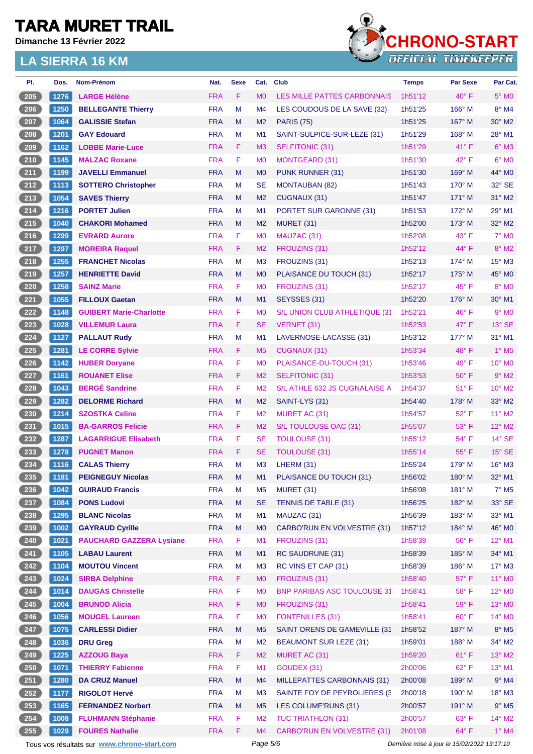# TARA MURET TRAIL

Dimanche 13 Février 2022

## LA SIERRA 16 KM

CHRONO-START OFFICIAL TIMEKEEPER

| Pl. | Dos. | Nom-Prénom | Nat. | Sexe | Cat. | Club | Temps | Par Sexe | Par Cat. |
|---|---|---|---|---|---|---|---|---|---|
| 205 | 1276 | LARGE Hélène | FRA | F | M0 | LES MILLE PATTES CARBONNAIS | 1h51'12 | 40° F | 5° M0 |
| 206 | 1250 | BELLEGANTE Thierry | FRA | M | M4 | LES COUDOUS DE LA SAVE (32) | 1h51'25 | 166° M | 8° M4 |
| 207 | 1064 | GALISSIE Stefan | FRA | M | M2 | PARIS (75) | 1h51'25 | 167° M | 30° M2 |
| 208 | 1201 | GAY Edouard | FRA | M | M1 | SAINT-SULPICE-SUR-LEZE (31) | 1h51'29 | 168° M | 28° M1 |
| 209 | 1162 | LOBBE Marie-Luce | FRA | F | M3 | SELFITONIC (31) | 1h51'29 | 41° F | 6° M3 |
| 210 | 1145 | MALZAC Roxane | FRA | F | M0 | MONTGEARD (31) | 1h51'30 | 42° F | 6° M0 |
| 211 | 1199 | JAVELLI Emmanuel | FRA | M | M0 | PUNK RUNNER (31) | 1h51'30 | 169° M | 44° M0 |
| 212 | 1113 | SOTTERO Christopher | FRA | M | SE | MONTAUBAN (82) | 1h51'43 | 170° M | 32° SE |
| 213 | 1054 | SAVES Thierry | FRA | M | M2 | CUGNAUX (31) | 1h51'47 | 171° M | 31° M2 |
| 214 | 1216 | PORTET Julien | FRA | M | M1 | PORTET SUR GARONNE (31) | 1h51'53 | 172° M | 29° M1 |
| 215 | 1040 | CHAKORI Mohamed | FRA | M | M2 | MURET (31) | 1h52'00 | 173° M | 32° M2 |
| 216 | 1299 | EVRARD Aurore | FRA | F | M0 | MAUZAC (31) | 1h52'08 | 43° F | 7° M0 |
| 217 | 1297 | MOREIRA Raquel | FRA | F | M2 | FROUZINS (31) | 1h52'12 | 44° F | 8° M2 |
| 218 | 1255 | FRANCHET Nicolas | FRA | M | M3 | FROUZINS (31) | 1h52'13 | 174° M | 15° M3 |
| 219 | 1257 | HENRIETTE David | FRA | M | M0 | PLAISANCE DU TOUCH (31) | 1h52'17 | 175° M | 45° M0 |
| 220 | 1258 | SAINZ Marie | FRA | F | M0 | FROUZINS (31) | 1h52'17 | 45° F | 8° M0 |
| 221 | 1055 | FILLOUX Gaetan | FRA | M | M1 | SEYSSES (31) | 1h52'20 | 176° M | 30° M1 |
| 222 | 1148 | GUIBERT Marie-Charlotte | FRA | F | M0 | S/L UNION CLUB ATHLETIQUE (31 | 1h52'21 | 46° F | 9° M0 |
| 223 | 1028 | VILLEMUR Laura | FRA | F | SE | VERNET (31) | 1h52'53 | 47° F | 13° SE |
| 224 | 1127 | PALLAUT Rudy | FRA | M | M1 | LAVERNOSE-LACASSE (31) | 1h53'12 | 177° M | 31° M1 |
| 225 | 1281 | LE CORRE Sylvie | FRA | F | M5 | CUGNAUX (31) | 1h53'34 | 48° F | 1° M5 |
| 226 | 1142 | HUBER Doryane | FRA | F | M0 | PLAISANCE-DU-TOUCH (31) | 1h53'46 | 49° F | 10° M0 |
| 227 | 1161 | ROUANET Elise | FRA | F | M2 | SELFITONIC (31) | 1h53'53 | 50° F | 9° M2 |
| 228 | 1043 | BERGÉ Sandrine | FRA | F | M2 | S/L ATHLE 632 JS CUGNALAISE A | 1h54'37 | 51° F | 10° M2 |
| 229 | 1282 | DELORME Richard | FRA | M | M2 | SAINT-LYS (31) | 1h54'40 | 178° M | 33° M2 |
| 230 | 1214 | SZOSTKA Celine | FRA | F | M2 | MURET AC (31) | 1h54'57 | 52° F | 11° M2 |
| 231 | 1015 | BA-GARROS Felicie | FRA | F | M2 | S/L TOULOUSE OAC (31) | 1h55'07 | 53° F | 12° M2 |
| 232 | 1287 | LAGARRIGUE Elisabeth | FRA | F | SE | TOULOUSE (31) | 1h55'12 | 54° F | 14° SE |
| 233 | 1278 | PUGNET Manon | FRA | F | SE | TOULOUSE (31) | 1h55'14 | 55° F | 15° SE |
| 234 | 1116 | CALAS Thierry | FRA | M | M3 | LHERM (31) | 1h55'24 | 179° M | 16° M3 |
| 235 | 1181 | PEIGNEGUY Nicolas | FRA | M | M1 | PLAISANCE DU TOUCH (31) | 1h56'02 | 180° M | 32° M1 |
| 236 | 1042 | GUIRAUD Francis | FRA | M | M5 | MURET (31) | 1h56'08 | 181° M | 7° M5 |
| 237 | 1084 | PONS Ludovi | FRA | M | SE | TENNIS DE TABLE (31) | 1h56'25 | 182° M | 33° SE |
| 238 | 1295 | BLANC Nicolas | FRA | M | M1 | MAUZAC (31) | 1h56'39 | 183° M | 33° M1 |
| 239 | 1002 | GAYRAUD Cyrille | FRA | M | M0 | CARBO'RUN EN VOLVESTRE (31) | 1h57'12 | 184° M | 46° M0 |
| 240 | 1021 | PAUCHARD GAZZERA Lysiane | FRA | F | M1 | FROUZINS (31) | 1h58'39 | 56° F | 12° M1 |
| 241 | 1105 | LABAU Laurent | FRA | M | M1 | RC SAUDRUNE (31) | 1h58'39 | 185° M | 34° M1 |
| 242 | 1104 | MOUTOU Vincent | FRA | M | M3 | RC VINS ET CAP (31) | 1h58'39 | 186° M | 17° M3 |
| 243 | 1024 | SIRBA Delphine | FRA | F | M0 | FROUZINS (31) | 1h58'40 | 57° F | 11° M0 |
| 244 | 1014 | DAUGAS Christelle | FRA | F | M0 | BNP PARIBAS ASC TOULOUSE 31 | 1h58'41 | 58° F | 12° M0 |
| 245 | 1004 | BRUNOD Alicia | FRA | F | M0 | FROUZINS (31) | 1h58'41 | 59° F | 13° M0 |
| 246 | 1056 | MOUGEL Laureen | FRA | F | M0 | FONTENILLES (31) | 1h58'41 | 60° F | 14° M0 |
| 247 | 1075 | CARLESSI Didier | FRA | M | M5 | SAINT ORENS DE GAMEVILLE (31 | 1h58'52 | 187° M | 8° M5 |
| 248 | 1036 | DRU Greg | FRA | M | M2 | BEAUMONT SUR LEZE (31) | 1h59'01 | 188° M | 34° M2 |
| 249 | 1225 | AZZOUG Baya | FRA | F | M2 | MURET AC (31) | 1h59'20 | 61° F | 13° M2 |
| 250 | 1071 | THIERRY Fabienne | FRA | F | M1 | GOUDEX (31) | 2h00'06 | 62° F | 13° M1 |
| 251 | 1280 | DA CRUZ Manuel | FRA | M | M4 | MILLEPATTES CARBONNAIS (31) | 2h00'08 | 189° M | 9° M4 |
| 252 | 1177 | RIGOLOT Hervé | FRA | M | M3 | SAINTE FOY DE PEYROLIERES (3 | 2h00'18 | 190° M | 18° M3 |
| 253 | 1165 | FERNANDEZ Norbert | FRA | M | M5 | LES COLUME'RUNS (31) | 2h00'57 | 191° M | 9° M5 |
| 254 | 1008 | FLUHMANN Stéphanie | FRA | F | M2 | TUC TRIATHLON (31) | 2h00'57 | 63° F | 14° M2 |
| 255 | 1029 | FOURES Nathalie | FRA | F | M4 | CARBO'RUN EN VOLVESTRE (31) | 2h01'08 | 64° F | 1° M4 |

Tous vos résultats sur www.chrono-start.com

Dernière mise à jour le 15/02/2022 13:17:10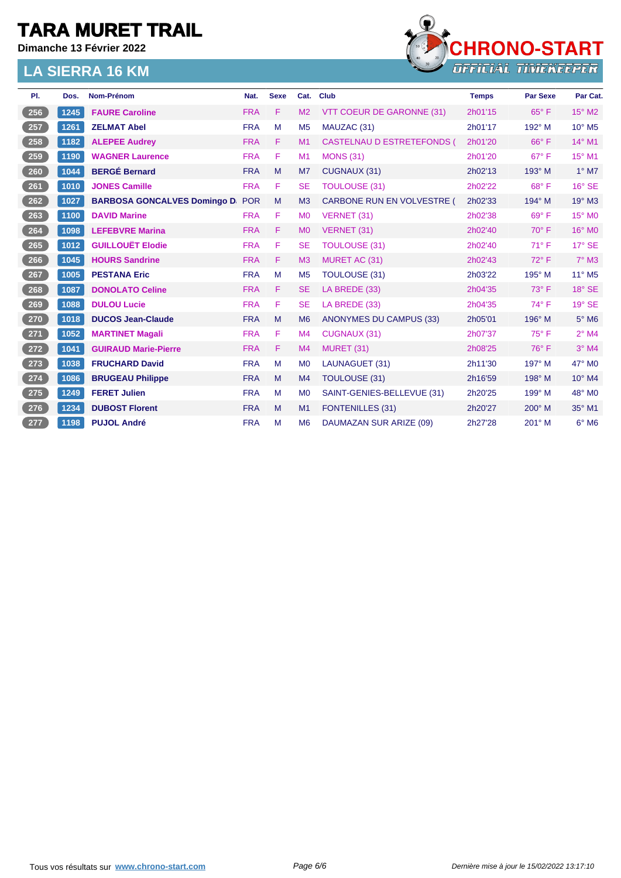# TARA MURET TRAIL

**Dimanche 13 Février 2022**

## LA SIERRA 16 KM

| Pl. | Dos. | Nom-Prénom | Nat. | Sexe | Cat. | Club | Temps | Par Sexe | Par Cat. |
|---|---|---|---|---|---|---|---|---|---|
| 256 | 1245 | **FAURE Caroline** | FRA | F | M2 | VTT COEUR DE GARONNE (31) | 2h01'15 | 65° F | 15° M2 |
| 257 | 1261 | **ZELMAT Abel** | FRA | M | M5 | MAUZAC (31) | 2h01'17 | 192° M | 10° M5 |
| 258 | 1182 | **ALEPEE Audrey** | FRA | F | M1 | CASTELNAU D ESTRETEFONDS ( | 2h01'20 | 66° F | 14° M1 |
| 259 | 1190 | **WAGNER Laurence** | FRA | F | M1 | MONS (31) | 2h01'20 | 67° F | 15° M1 |
| 260 | 1044 | **BERGÉ Bernard** | FRA | M | M7 | CUGNAUX (31) | 2h02'13 | 193° M | 1° M7 |
| 261 | 1010 | **JONES Camille** | FRA | F | SE | TOULOUSE (31) | 2h02'22 | 68° F | 16° SE |
| 262 | 1027 | **BARBOSA GONCALVES Domingo D** | POR | M | M3 | CARBONE RUN EN VOLVESTRE ( | 2h02'33 | 194° M | 19° M3 |
| 263 | 1100 | **DAVID Marine** | FRA | F | M0 | VERNET (31) | 2h02'38 | 69° F | 15° M0 |
| 264 | 1098 | **LEFEBVRE Marina** | FRA | F | M0 | VERNET (31) | 2h02'40 | 70° F | 16° M0 |
| 265 | 1012 | **GUILLOUËT Elodie** | FRA | F | SE | TOULOUSE (31) | 2h02'40 | 71° F | 17° SE |
| 266 | 1045 | **HOURS Sandrine** | FRA | F | M3 | MURET AC (31) | 2h02'43 | 72° F | 7° M3 |
| 267 | 1005 | **PESTANA Eric** | FRA | M | M5 | TOULOUSE (31) | 2h03'22 | 195° M | 11° M5 |
| 268 | 1087 | **DONOLATO Celine** | FRA | F | SE | LA BREDE (33) | 2h04'35 | 73° F | 18° SE |
| 269 | 1088 | **DULOU Lucie** | FRA | F | SE | LA BREDE (33) | 2h04'35 | 74° F | 19° SE |
| 270 | 1018 | **DUCOS Jean-Claude** | FRA | M | M6 | ANONYMES DU CAMPUS (33) | 2h05'01 | 196° M | 5° M6 |
| 271 | 1052 | **MARTINET Magali** | FRA | F | M4 | CUGNAUX (31) | 2h07'37 | 75° F | 2° M4 |
| 272 | 1041 | **GUIRAUD Marie-Pierre** | FRA | F | M4 | MURET (31) | 2h08'25 | 76° F | 3° M4 |
| 273 | 1038 | **FRUCHARD David** | FRA | M | M0 | LAUNAGUET (31) | 2h11'30 | 197° M | 47° M0 |
| 274 | 1086 | **BRUGEAU Philippe** | FRA | M | M4 | TOULOUSE (31) | 2h16'59 | 198° M | 10° M4 |
| 275 | 1249 | **FERET Julien** | FRA | M | M0 | SAINT-GENIES-BELLEVUE (31) | 2h20'25 | 199° M | 48° M0 |
| 276 | 1234 | **DUBOST Florent** | FRA | M | M1 | FONTENILLES (31) | 2h20'27 | 200° M | 35° M1 |
| 277 | 1198 | **PUJOL André** | FRA | M | M6 | DAUMAZAN SUR ARIZE (09) | 2h27'28 | 201° M | 6° M6 |

Tous vos résultats sur www.chrono-start.com

*Dernière mise à jour le 15/02/2022 13:17:10*